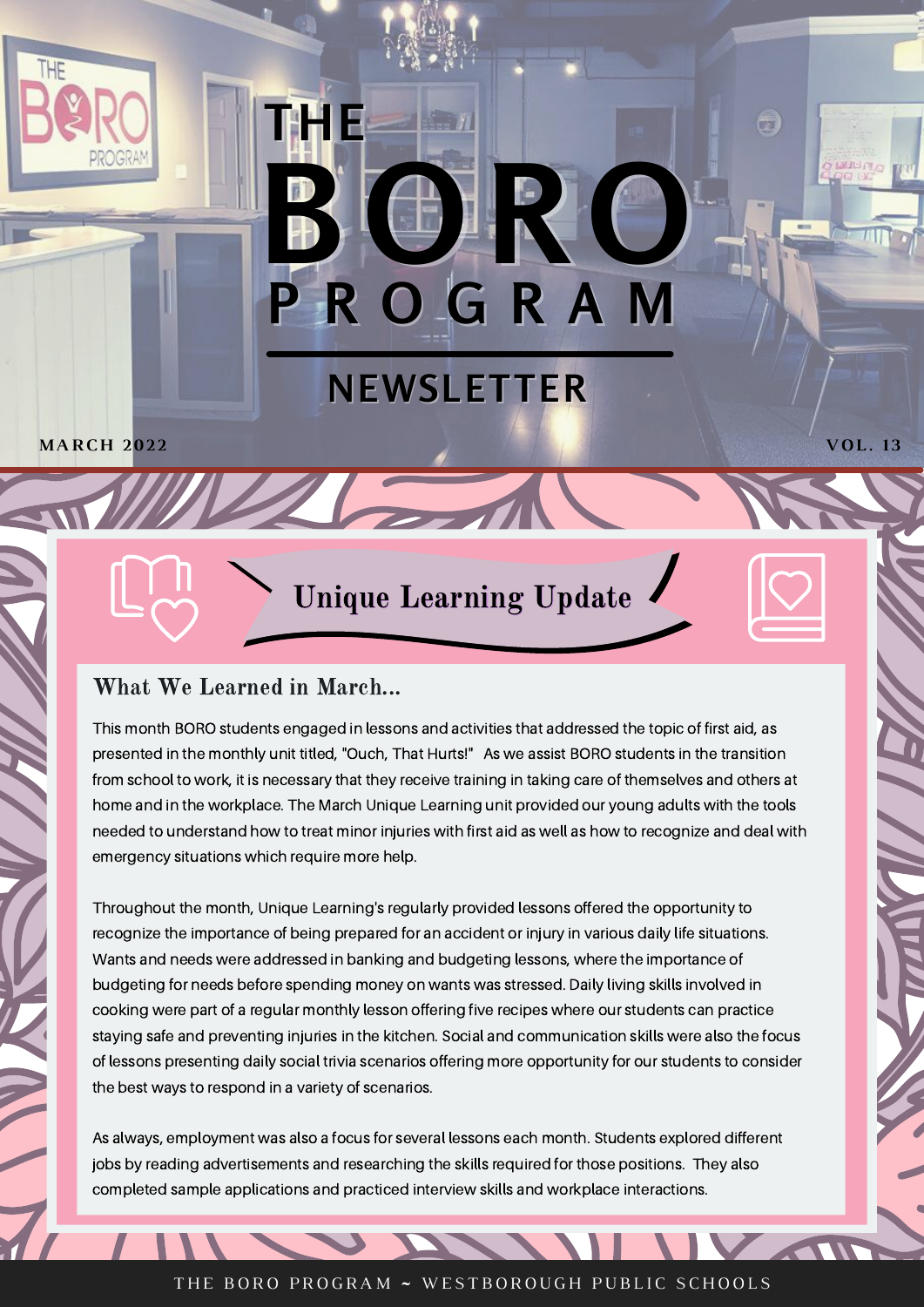# THE BORO PROGRAM NEWSLETTER

MARCH 2022

VOL. 13

## Unique Learning Update

### What We Learned in March...

This month BORO students engaged in lessons and activities that addressed the topic of first aid, as presented in the monthly unit titled, "Ouch, That Hurts!" As we assist BORO students in the transition from school to work, it is necessary that they receive training in taking care of themselves and others at home and in the workplace. The March Unique Learning unit provided our young adults with the tools needed to understand how to treat minor injuries with first aid as well as how to recognize and deal with emergency situations which require more help.

Throughout the month, Unique Learning's regularly provided lessons offered the opportunity to recognize the importance of being prepared for an accident or injury in various daily life situations. Wants and needs were addressed in banking and budgeting lessons, where the importance of budgeting for needs before spending money on wants was stressed. Daily living skills involved in cooking were part of a regular monthly lesson offering five recipes where our students can practice staying safe and preventing injuries in the kitchen. Social and communication skills were also the focus of lessons presenting daily social trivia scenarios offering more opportunity for our students to consider the best ways to respond in a variety of scenarios.

As always, employment was also a focus for several lessons each month. Students explored different jobs by reading advertisements and researching the skills required for those positions. They also completed sample applications and practiced interview skills and workplace interactions.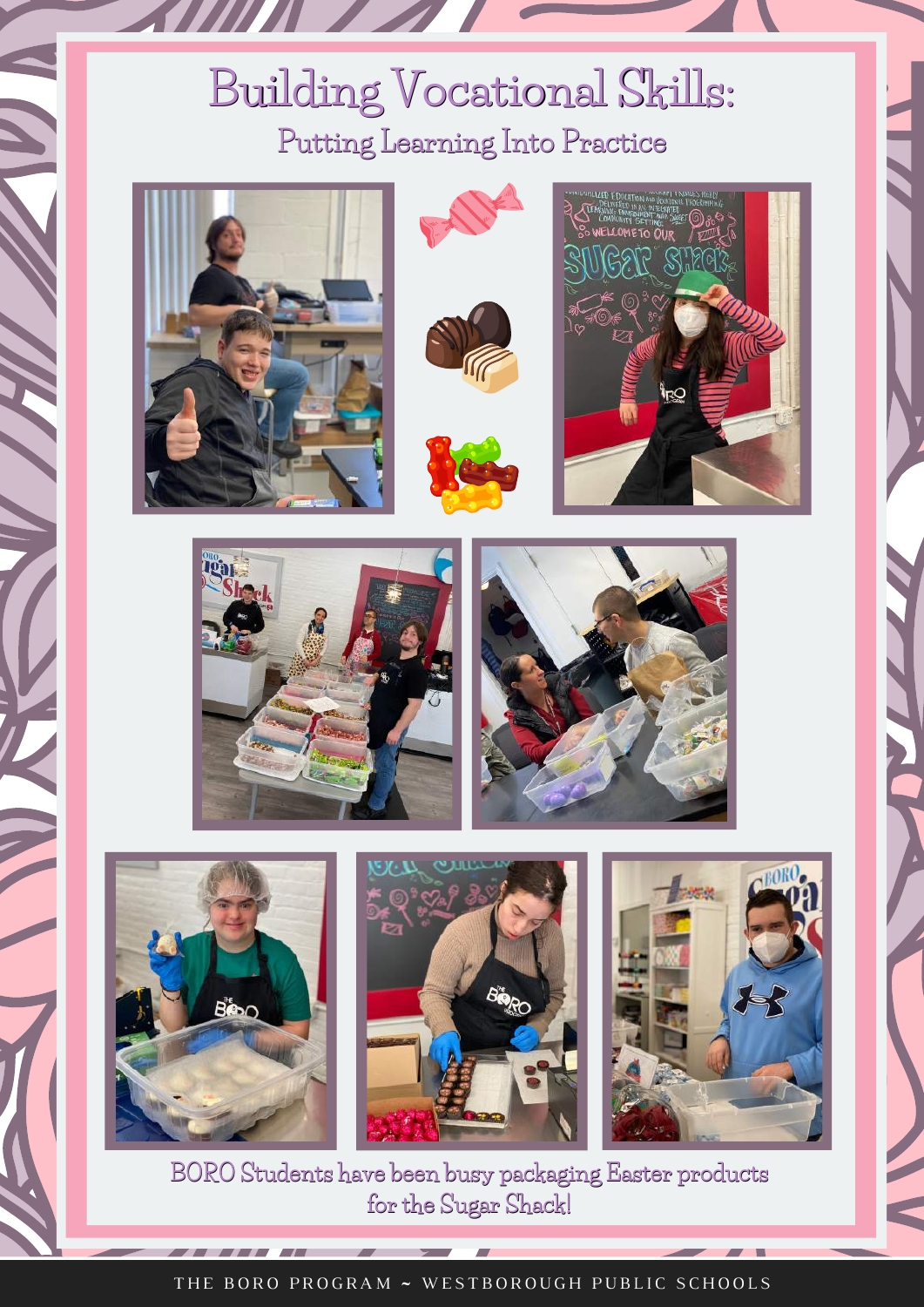# Building Vocational Skills:

## Putting Learning Into Practice

BORO Students have been busy packaging Easter products for the Sugar Shack!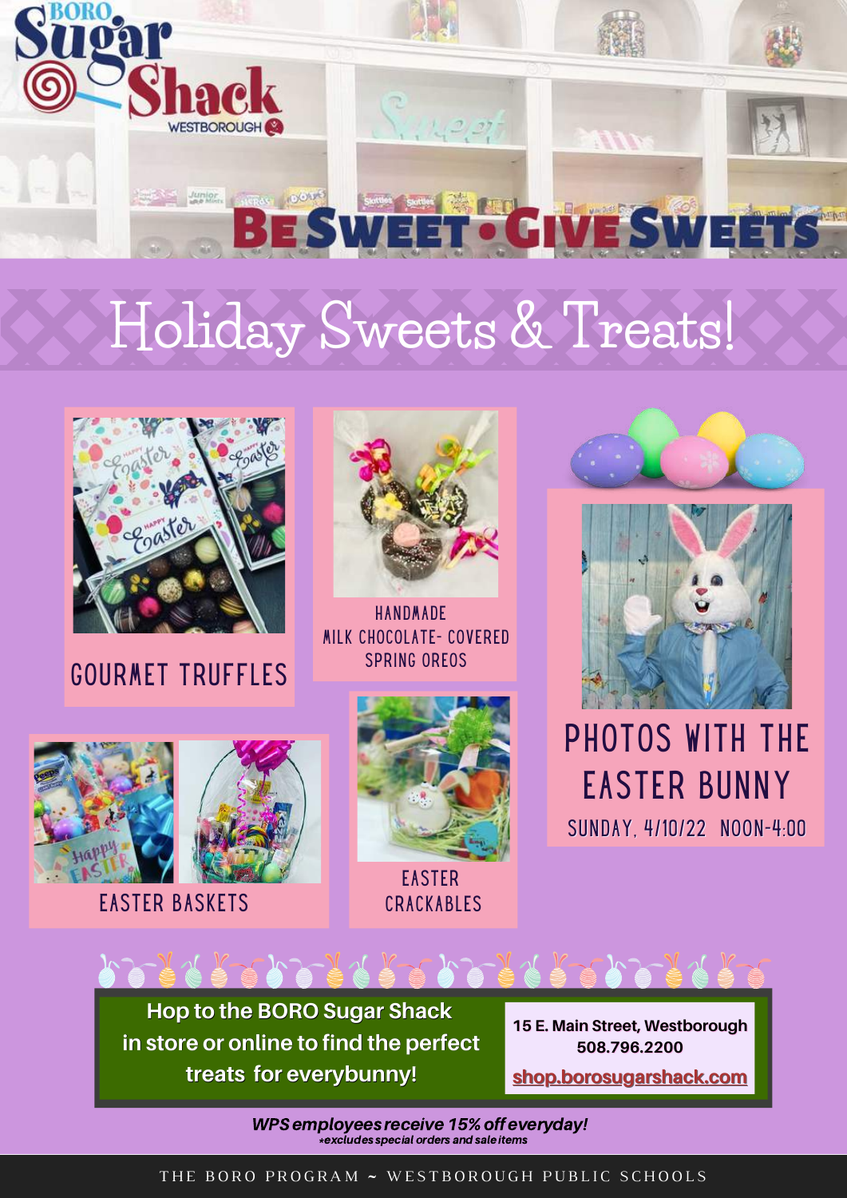# BORO Sugar Shack

WESTBOROUGH

## Be Sweet • Give Sweets

# Holiday Sweets & Treats!

GOURMET TRUFFLES

HANDMADE MILK CHOCOLATE- COVERED SPRING OREOS

PHOTOS WITH THE EASTER BUNNY

SUNDAY, 4/10/22 NOON-4:00

EASTER BASKETS

EASTER CRACKABLES

**Hop to the BORO Sugar Shack in store or online to find the perfect treats for everybunny!**

**15 E. Main Street, Westborough**
**508.796.2200**
**shop.borosugarshack.com**

***WPS employees receive 15% off everyday!***
****excludes special orders and sale items***

THE BORO PROGRAM ~ WESTBOROUGH PUBLIC SCHOOLS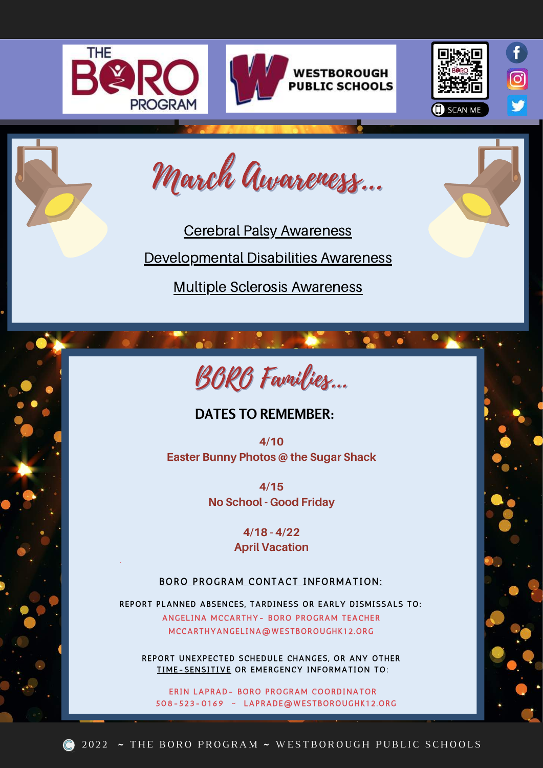THE BORO PROGRAM

WESTBOROUGH PUBLIC SCHOOLS

SCAN ME

# March Awareness...

Cerebral Palsy Awareness

Developmental Disabilities Awareness

Multiple Sclerosis Awareness

# BORO Families...

## DATES TO REMEMBER:

**4/10**
**Easter Bunny Photos @ the Sugar Shack**

**4/15**
**No School - Good Friday**

**4/18 - 4/22**
**April Vacation**

BORO PROGRAM CONTACT INFORMATION:

REPORT PLANNED ABSENCES, TARDINESS OR EARLY DISMISSALS TO:
ANGELINA MCCARTHY- BORO PROGRAM TEACHER
MCCARTHYANGELINA@WESTBOROUGHK12.ORG

REPORT UNEXPECTED SCHEDULE CHANGES, OR ANY OTHER TIME-SENSITIVE OR EMERGENCY INFORMATION TO:

ERIN LAPRAD- BORO PROGRAM COORDINATOR
508-523-0169 - LAPRADE@WESTBOROUGHK12.ORG

© 2022 ~ THE BORO PROGRAM ~ WESTBOROUGH PUBLIC SCHOOLS